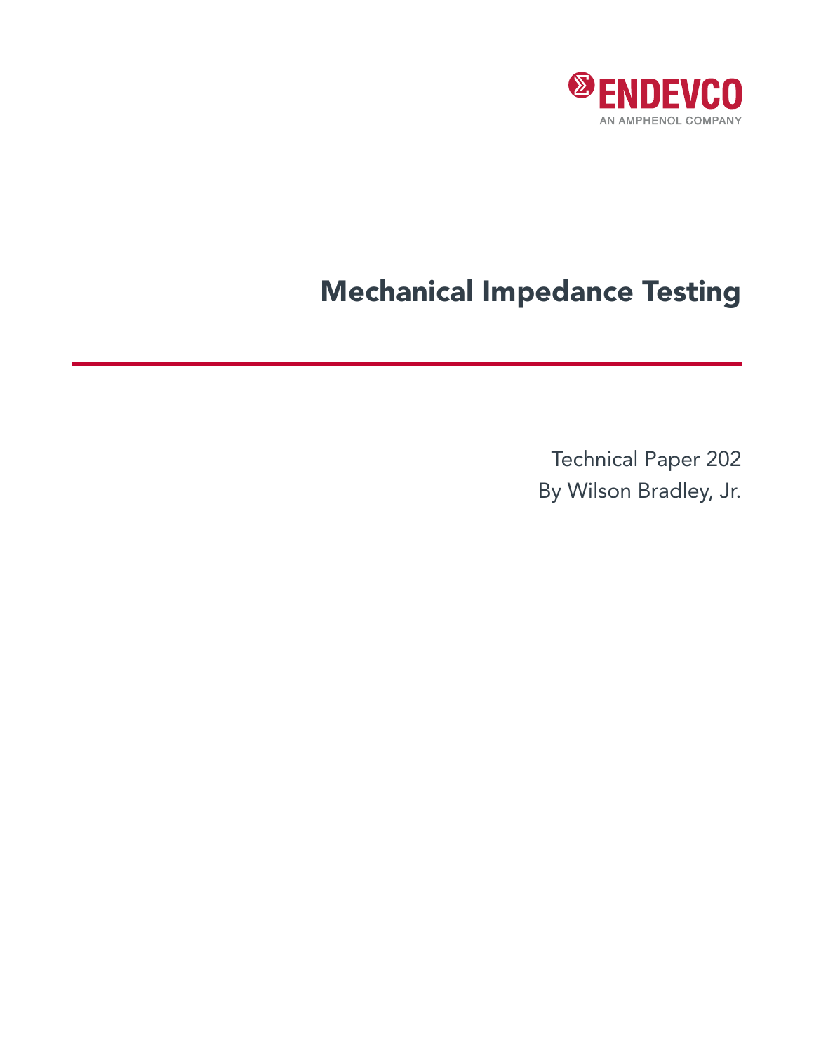ENDEVCO

AN AMPHENOL COMPANY

# Mechanical Impedance Testing

Technical Paper 202

By Wilson Bradley, Jr.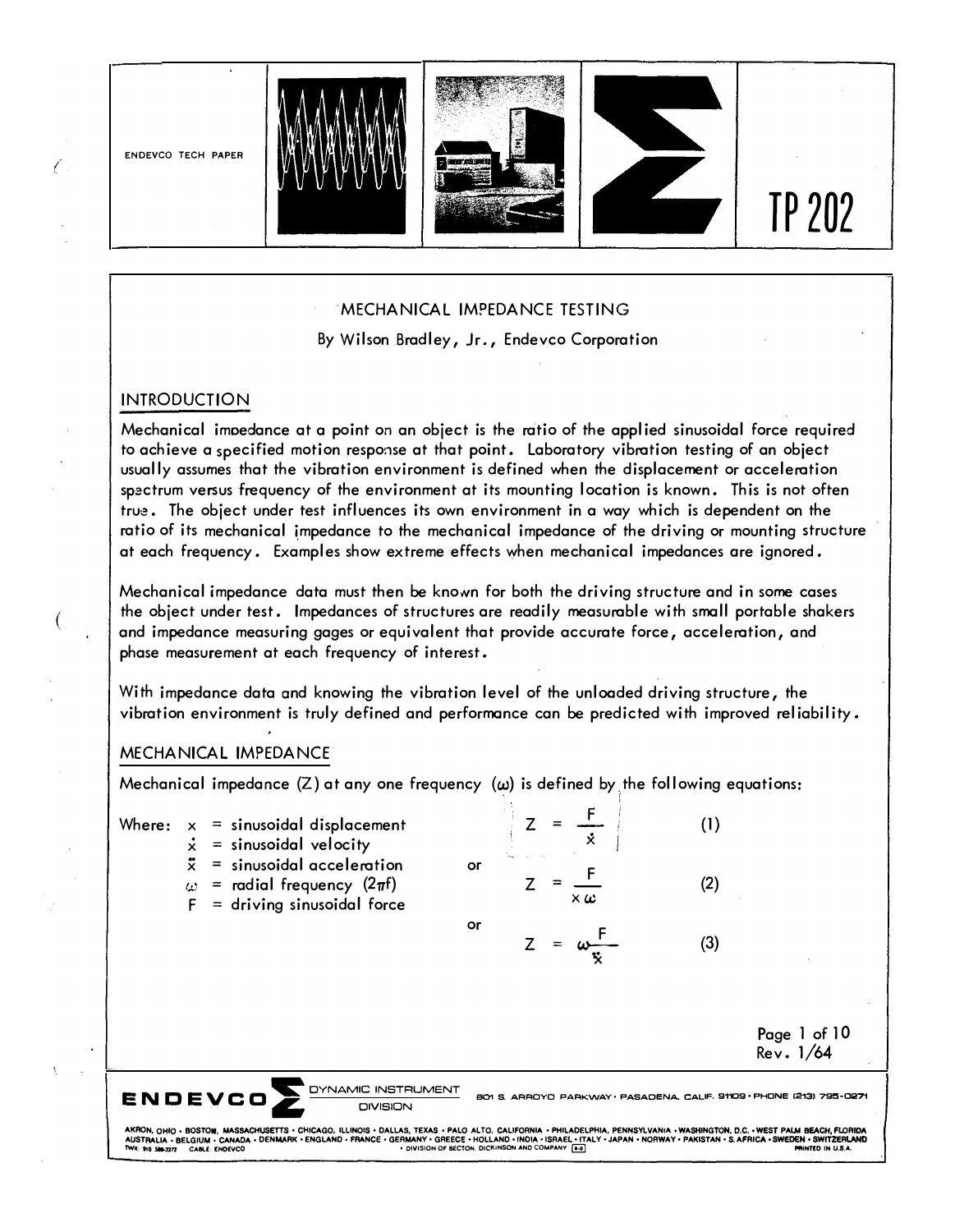# MECHANICAL IMPEDANCE TESTING

By Wilson Bradley, Jr., Endevco Corporation

## INTRODUCTION

Mechanical impedance at a point on an object is the ratio of the applied sinusoidal force required to achieve a specified motion response at that point. Laboratory vibration testing of an object usually assumes that the vibration environment is defined when the displacement or acceleration spectrum versus frequency of the environment at its mounting location is known. This is not often true. The object under test influences its own environment in a way which is dependent on the ratio of its mechanical impedance to the mechanical impedance of the driving or mounting structure at each frequency. Examples show extreme effects when mechanical impedances are ignored.

Mechanical impedance data must then be known for both the driving structure and in some cases the object under test. Impedances of structures are readily measurable with small portable shakers and impedance measuring gages or equivalent that provide accurate force, acceleration, and phase measurement at each frequency of interest.

With impedance data and knowing the vibration level of the unloaded driving structure, the vibration environment is truly defined and performance can be predicted with improved reliability.

## MECHANICAL IMPEDANCE

Mechanical impedance (Z) at any one frequency ($\omega$) is defined by the following equations:

Where:
- $x$ = sinusoidal displacement
- $\dot{x}$ = sinusoidal velocity
- $\ddot{x}$ = sinusoidal acceleration
- $\omega$ = radial frequency ($2\pi f$)
- $F$ = driving sinusoidal force

$$Z = \frac{F}{\dot{x}} \qquad (1)$$

or

$$Z = \frac{F}{x\,\omega} \qquad (2)$$

or

$$Z = \omega \frac{F}{\ddot{x}} \qquad (3)$$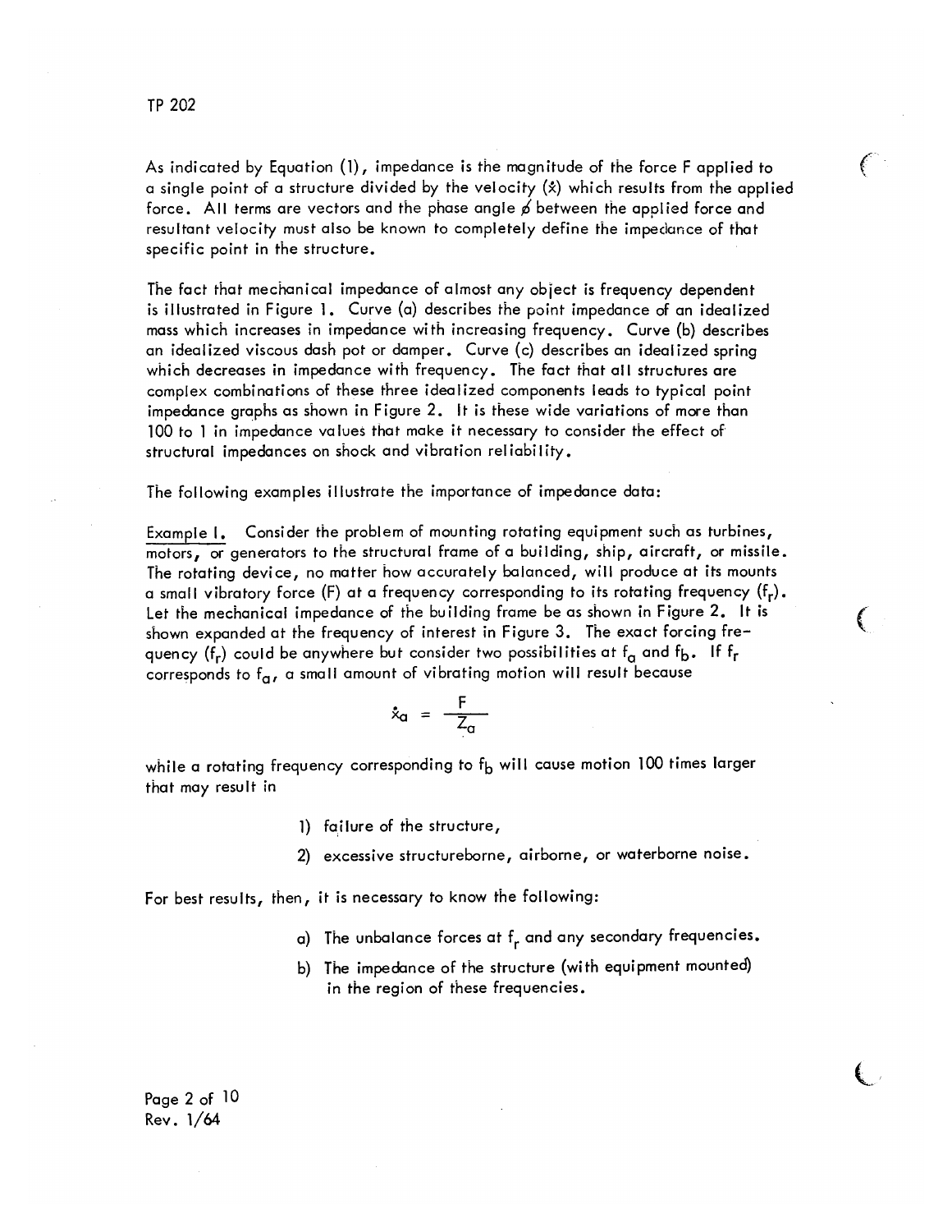As indicated by Equation (1), impedance is the magnitude of the force F applied to a single point of a structure divided by the velocity ($\dot{x}$) which results from the applied force. All terms are vectors and the phase angle $\phi$ between the applied force and resultant velocity must also be known to completely define the impedance of that specific point in the structure.

The fact that mechanical impedance of almost any object is frequency dependent is illustrated in Figure 1. Curve (a) describes the point impedance of an idealized mass which increases in impedance with increasing frequency. Curve (b) describes an idealized viscous dash pot or damper. Curve (c) describes an idealized spring which decreases in impedance with frequency. The fact that all structures are complex combinations of these three idealized components leads to typical point impedance graphs as shown in Figure 2. It is these wide variations of more than 100 to 1 in impedance values that make it necessary to consider the effect of structural impedances on shock and vibration reliability.

The following examples illustrate the importance of impedance data:

Example I. Consider the problem of mounting rotating equipment such as turbines, motors, or generators to the structural frame of a building, ship, aircraft, or missile. The rotating device, no matter how accurately balanced, will produce at its mounts a small vibratory force (F) at a frequency corresponding to its rotating frequency ($f_r$). Let the mechanical impedance of the building frame be as shown in Figure 2. It is shown expanded at the frequency of interest in Figure 3. The exact forcing frequency ($f_r$) could be anywhere but consider two possibilities at $f_a$ and $f_b$. If $f_r$ corresponds to $f_a$, a small amount of vibrating motion will result because

$$\dot{x}_a = \frac{F}{Z_a}$$

while a rotating frequency corresponding to $f_b$ will cause motion 100 times larger that may result in

1) failure of the structure,
2) excessive structureborne, airborne, or waterborne noise.

For best results, then, it is necessary to know the following:

a) The unbalance forces at $f_r$ and any secondary frequencies.
b) The impedance of the structure (with equipment mounted) in the region of these frequencies.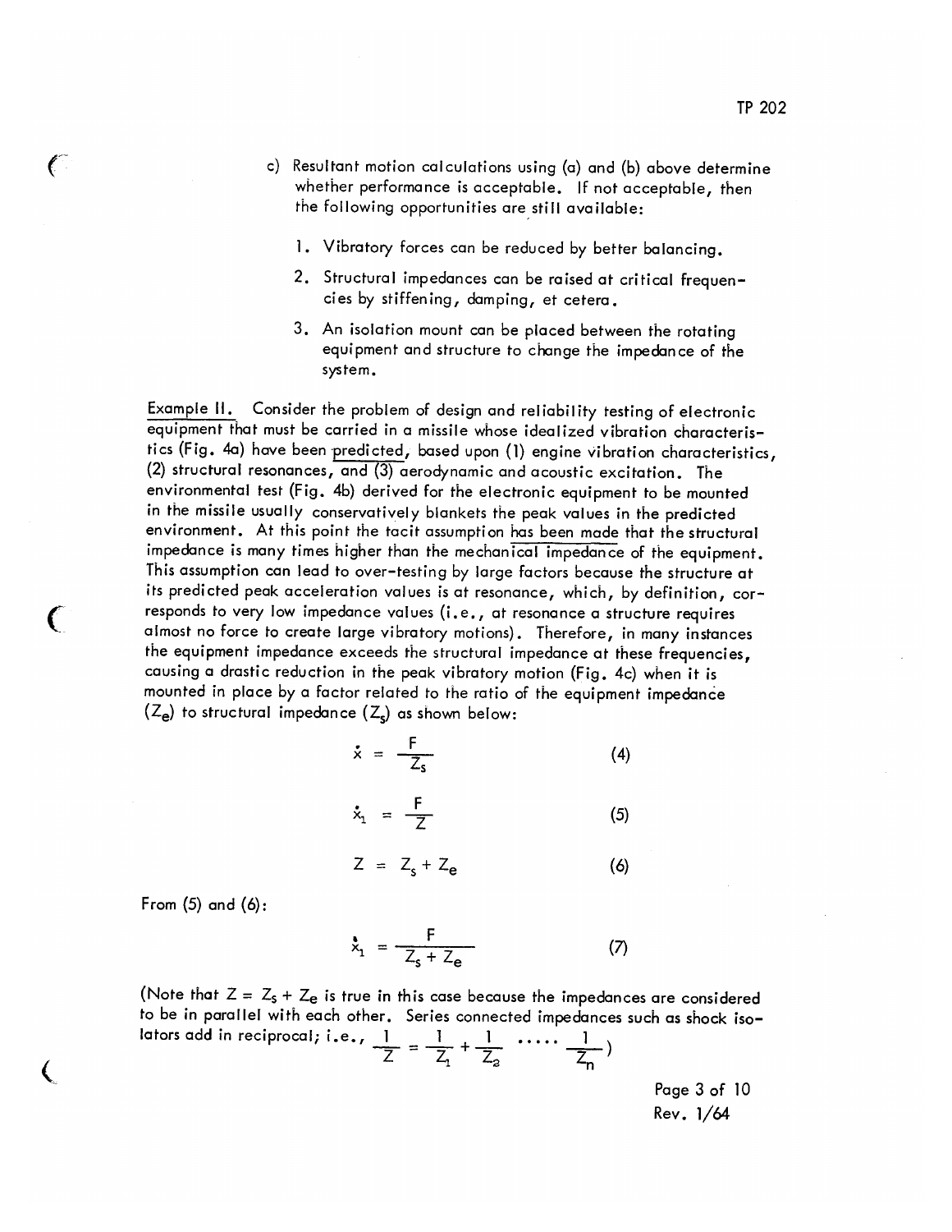c) Resultant motion calculations using (a) and (b) above determine whether performance is acceptable. If not acceptable, then the following opportunities are still available:

1. Vibratory forces can be reduced by better balancing.
2. Structural impedances can be raised at critical frequencies by stiffening, damping, et cetera.
3. An isolation mount can be placed between the rotating equipment and structure to change the impedance of the system.

Example II. Consider the problem of design and reliability testing of electronic equipment that must be carried in a missile whose idealized vibration characteristics (Fig. 4a) have been predicted, based upon (1) engine vibration characteristics, (2) structural resonances, and (3) aerodynamic and acoustic excitation. The environmental test (Fig. 4b) derived for the electronic equipment to be mounted in the missile usually conservatively blankets the peak values in the predicted environment. At this point the tacit assumption has been made that the structural impedance is many times higher than the mechanical impedance of the equipment. This assumption can lead to over-testing by large factors because the structure at its predicted peak acceleration values is at resonance, which, by definition, corresponds to very low impedance values (i.e., at resonance a structure requires almost no force to create large vibratory motions). Therefore, in many instances the equipment impedance exceeds the structural impedance at these frequencies, causing a drastic reduction in the peak vibratory motion (Fig. 4c) when it is mounted in place by a factor related to the ratio of the equipment impedance ($Z_e$) to structural impedance ($Z_s$) as shown below:

$$\dot{x} = \frac{F}{Z_s} \tag{4}$$

$$\dot{x}_1 = \frac{F}{Z} \tag{5}$$

$$Z = Z_s + Z_e \tag{6}$$

From (5) and (6):

$$\dot{x}_1 = \frac{F}{Z_s + Z_e} \tag{7}$$

(Note that $Z = Z_s + Z_e$ is true in this case because the impedances are considered to be in parallel with each other. Series connected impedances such as shock isolators add in reciprocal; i.e., $\frac{1}{Z} = \frac{1}{Z_1} + \frac{1}{Z_2} \; \cdots\cdots \; \frac{1}{Z_n}$)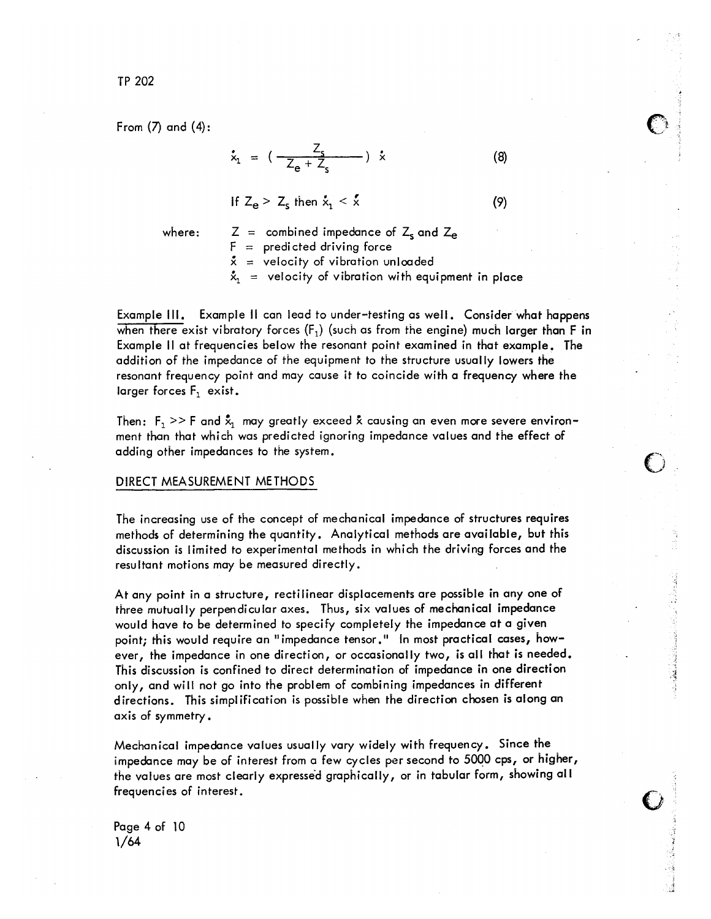From (7) and (4):

$$\dot{x}_1 = \left( \frac{Z_s}{Z_e + Z_s} \right) \dot{x} \tag{8}$$

$$\text{If } Z_e > Z_s \text{ then } \dot{x}_1 < \dot{x} \tag{9}$$

where:
- $Z$ = combined impedance of $Z_s$ and $Z_e$
- $F$ = predicted driving force
- $\dot{x}$ = velocity of vibration unloaded
- $\dot{x}_1$ = velocity of vibration with equipment in place

Example III. Example II can lead to under-testing as well. Consider what happens when there exist vibratory forces ($F_1$) (such as from the engine) much larger than F in Example II at frequencies below the resonant point examined in that example. The addition of the impedance of the equipment to the structure usually lowers the resonant frequency point and may cause it to coincide with a frequency where the larger forces $F_1$ exist.

Then: $F_1 >> F$ and $\dot{x}_1$ may greatly exceed $\dot{x}$ causing an even more severe environment than that which was predicted ignoring impedance values and the effect of adding other impedances to the system.

## DIRECT MEASUREMENT METHODS

The increasing use of the concept of mechanical impedance of structures requires methods of determining the quantity. Analytical methods are available, but this discussion is limited to experimental methods in which the driving forces and the resultant motions may be measured directly.

At any point in a structure, rectilinear displacements are possible in any one of three mutually perpendicular axes. Thus, six values of mechanical impedance would have to be determined to specify completely the impedance at a given point; this would require an "impedance tensor." In most practical cases, however, the impedance in one direction, or occasionally two, is all that is needed. This discussion is confined to direct determination of impedance in one direction only, and will not go into the problem of combining impedances in different directions. This simplification is possible when the direction chosen is along an axis of symmetry.

Mechanical impedance values usually vary widely with frequency. Since the impedance may be of interest from a few cycles per second to 5000 cps, or higher, the values are most clearly expressed graphically, or in tabular form, showing all frequencies of interest.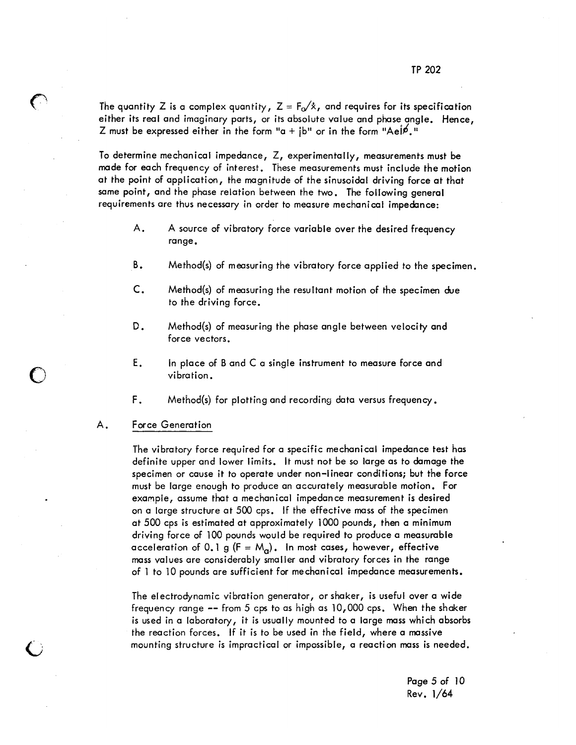The quantity Z is a complex quantity, $Z = F_o/\dot{x}$, and requires for its specification either its real and imaginary parts, or its absolute value and phase angle. Hence, Z must be expressed either in the form "$a + jb$" or in the form "$Ae^{j\phi}$."

To determine mechanical impedance, Z, experimentally, measurements must be made for each frequency of interest. These measurements must include the motion at the point of application, the magnitude of the sinusoidal driving force at that same point, and the phase relation between the two. The following general requirements are thus necessary in order to measure mechanical impedance:

A. A source of vibratory force variable over the desired frequency range.

B. Method(s) of measuring the vibratory force applied to the specimen.

C. Method(s) of measuring the resultant motion of the specimen due to the driving force.

D. Method(s) of measuring the phase angle between velocity and force vectors.

E. In place of B and C a single instrument to measure force and vibration.

F. Method(s) for plotting and recording data versus frequency.

## A. Force Generation

The vibratory force required for a specific mechanical impedance test has definite upper and lower limits. It must not be so large as to damage the specimen or cause it to operate under non-linear conditions; but the force must be large enough to produce an accurately measurable motion. For example, assume that a mechanical impedance measurement is desired on a large structure at 500 cps. If the effective mass of the specimen at 500 cps is estimated at approximately 1000 pounds, then a minimum driving force of 100 pounds would be required to produce a measurable acceleration of 0.1 g ($F = M_a$). In most cases, however, effective mass values are considerably smaller and vibratory forces in the range of 1 to 10 pounds are sufficient for mechanical impedance measurements.

The electrodynamic vibration generator, or shaker, is useful over a wide frequency range -- from 5 cps to as high as 10,000 cps. When the shaker is used in a laboratory, it is usually mounted to a large mass which absorbs the reaction forces. If it is to be used in the field, where a massive mounting structure is impractical or impossible, a reaction mass is needed.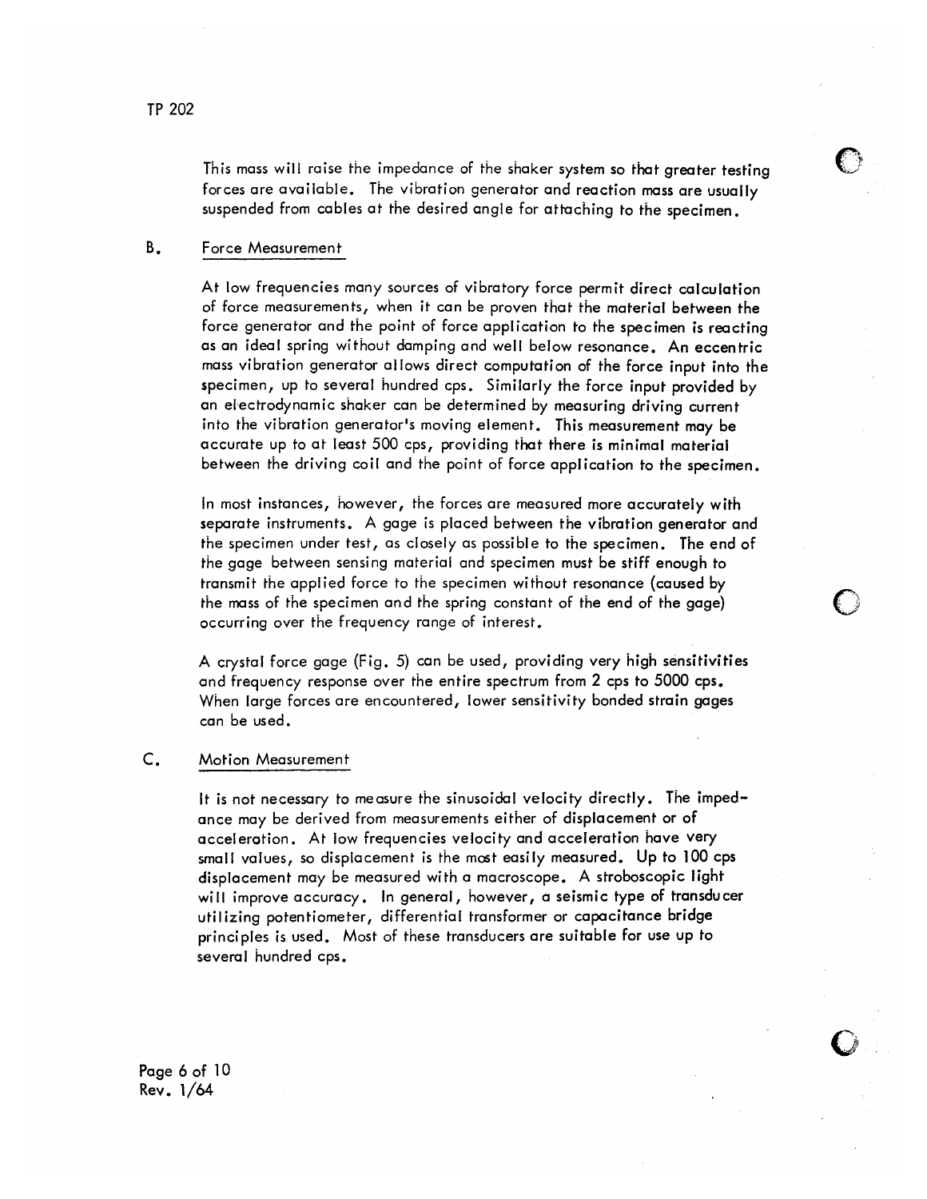This mass will raise the impedance of the shaker system so that greater testing forces are available. The vibration generator and reaction mass are usually suspended from cables at the desired angle for attaching to the specimen.

## B. Force Measurement

At low frequencies many sources of vibratory force permit direct calculation of force measurements, when it can be proven that the material between the force generator and the point of force application to the specimen is reacting as an ideal spring without damping and well below resonance. An eccentric mass vibration generator allows direct computation of the force input into the specimen, up to several hundred cps. Similarly the force input provided by an electrodynamic shaker can be determined by measuring driving current into the vibration generator's moving element. This measurement may be accurate up to at least 500 cps, providing that there is minimal material between the driving coil and the point of force application to the specimen.

In most instances, however, the forces are measured more accurately with separate instruments. A gage is placed between the vibration generator and the specimen under test, as closely as possible to the specimen. The end of the gage between sensing material and specimen must be stiff enough to transmit the applied force to the specimen without resonance (caused by the mass of the specimen and the spring constant of the end of the gage) occurring over the frequency range of interest.

A crystal force gage (Fig. 5) can be used, providing very high sensitivities and frequency response over the entire spectrum from 2 cps to 5000 cps. When large forces are encountered, lower sensitivity bonded strain gages can be used.

## C. Motion Measurement

It is not necessary to measure the sinusoidal velocity directly. The impedance may be derived from measurements either of displacement or of acceleration. At low frequencies velocity and acceleration have very small values, so displacement is the most easily measured. Up to 100 cps displacement may be measured with a macroscope. A stroboscopic light will improve accuracy. In general, however, a seismic type of transducer utilizing potentiometer, differential transformer or capacitance bridge principles is used. Most of these transducers are suitable for use up to several hundred cps.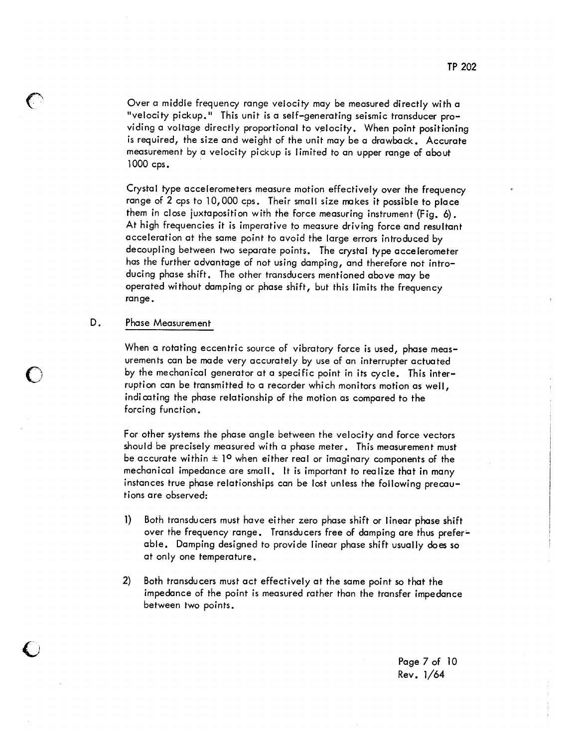Over a middle frequency range velocity may be measured directly with a "velocity pickup." This unit is a self-generating seismic transducer providing a voltage directly proportional to velocity. When point positioning is required, the size and weight of the unit may be a drawback. Accurate measurement by a velocity pickup is limited to an upper range of about 1000 cps.

Crystal type accelerometers measure motion effectively over the frequency range of 2 cps to 10,000 cps. Their small size makes it possible to place them in close juxtaposition with the force measuring instrument (Fig. 6). At high frequencies it is imperative to measure driving force and resultant acceleration at the same point to avoid the large errors introduced by decoupling between two separate points. The crystal type accelerometer has the further advantage of not using damping, and therefore not introducing phase shift. The other transducers mentioned above may be operated without damping or phase shift, but this limits the frequency range.

## D. Phase Measurement

When a rotating eccentric source of vibratory force is used, phase measurements can be made very accurately by use of an interrupter actuated by the mechanical generator at a specific point in its cycle. This interruption can be transmitted to a recorder which monitors motion as well, indicating the phase relationship of the motion as compared to the forcing function.

For other systems the phase angle between the velocity and force vectors should be precisely measured with a phase meter. This measurement must be accurate within $\pm 1^{\circ}$ when either real or imaginary components of the mechanical impedance are small. It is important to realize that in many instances true phase relationships can be lost unless the following precautions are observed:

1) Both transducers must have either zero phase shift or linear phase shift over the frequency range. Transducers free of damping are thus preferable. Damping designed to provide linear phase shift usually does so at only one temperature.

2) Both transducers must act effectively at the same point so that the impedance of the point is measured rather than the transfer impedance between two points.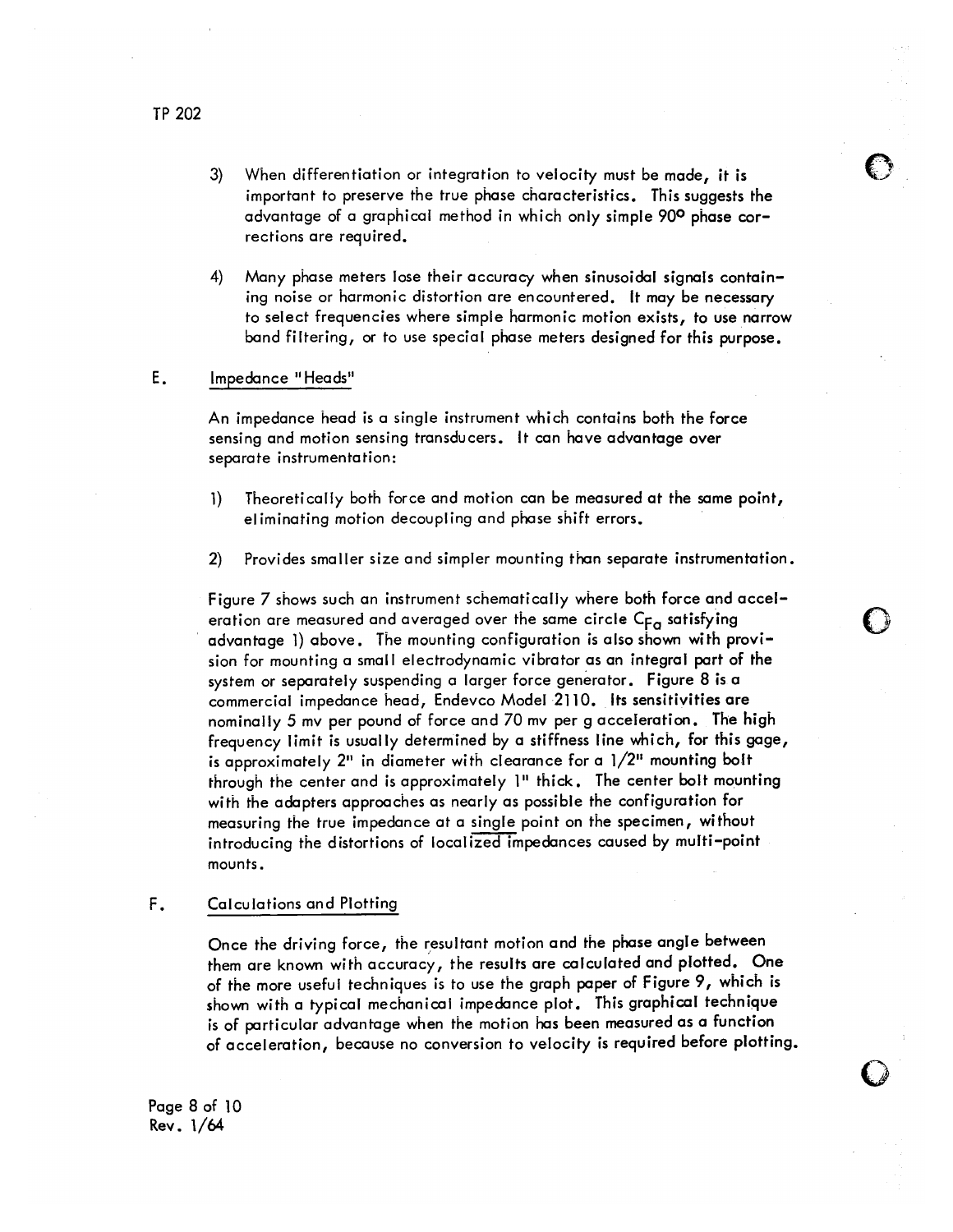3) When differentiation or integration to velocity must be made, it is important to preserve the true phase characteristics. This suggests the advantage of a graphical method in which only simple 90° phase corrections are required.

4) Many phase meters lose their accuracy when sinusoidal signals containing noise or harmonic distortion are encountered. It may be necessary to select frequencies where simple harmonic motion exists, to use narrow band filtering, or to use special phase meters designed for this purpose.

## E. Impedance "Heads"

An impedance head is a single instrument which contains both the force sensing and motion sensing transducers. It can have advantage over separate instrumentation:

1) Theoretically both force and motion can be measured at the same point, eliminating motion decoupling and phase shift errors.

2) Provides smaller size and simpler mounting than separate instrumentation.

Figure 7 shows such an instrument schematically where both force and acceleration are measured and averaged over the same circle $C_{Fa}$ satisfying advantage 1) above. The mounting configuration is also shown with provision for mounting a small electrodynamic vibrator as an integral part of the system or separately suspending a larger force generator. Figure 8 is a commercial impedance head, Endevco Model 2110. Its sensitivities are nominally 5 mv per pound of force and 70 mv per g acceleration. The high frequency limit is usually determined by a stiffness line which, for this gage, is approximately 2" in diameter with clearance for a 1/2" mounting bolt through the center and is approximately 1" thick. The center bolt mounting with the adapters approaches as nearly as possible the configuration for measuring the true impedance at a single point on the specimen, without introducing the distortions of localized impedances caused by multi-point mounts.

## F. Calculations and Plotting

Once the driving force, the resultant motion and the phase angle between them are known with accuracy, the results are calculated and plotted. One of the more useful techniques is to use the graph paper of Figure 9, which is shown with a typical mechanical impedance plot. This graphical technique is of particular advantage when the motion has been measured as a function of acceleration, because no conversion to velocity is required before plotting.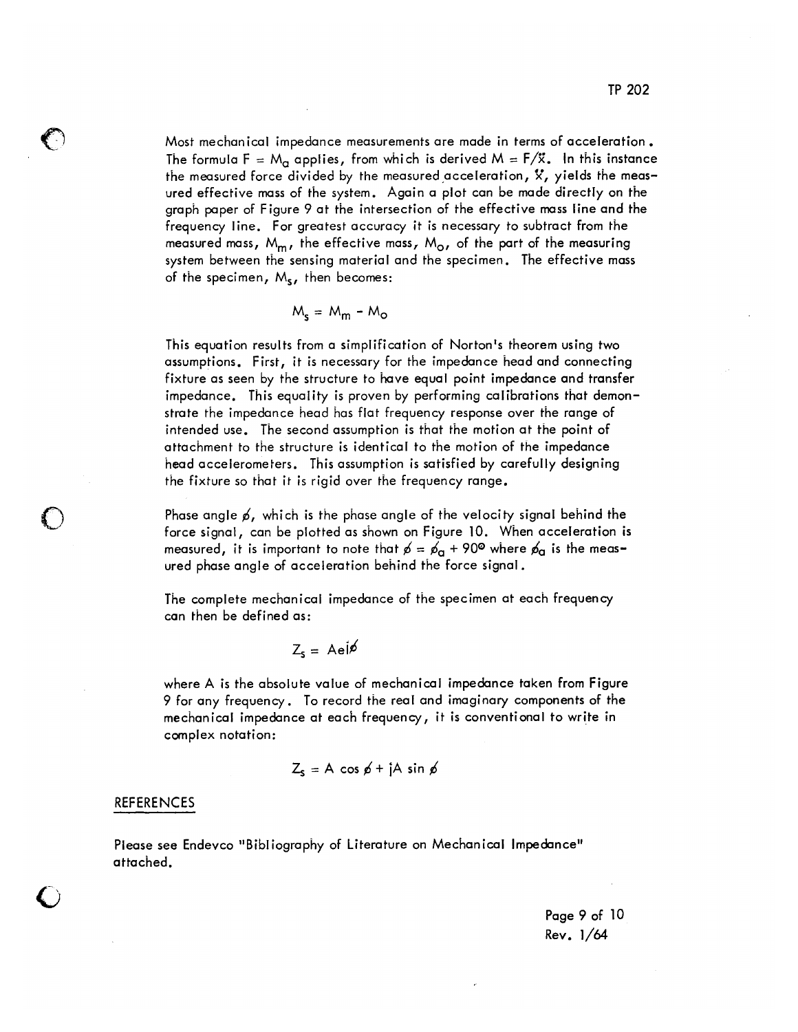Most mechanical impedance measurements are made in terms of acceleration. The formula $F = M_a$ applies, from which is derived $M = F/\ddot{X}$. In this instance the measured force divided by the measured acceleration, $\ddot{X}$, yields the measured effective mass of the system. Again a plot can be made directly on the graph paper of Figure 9 at the intersection of the effective mass line and the frequency line. For greatest accuracy it is necessary to subtract from the measured mass, $M_m$, the effective mass, $M_o$, of the part of the measuring system between the sensing material and the specimen. The effective mass of the specimen, $M_s$, then becomes:

$$M_s = M_m - M_o$$

This equation results from a simplification of Norton's theorem using two assumptions. First, it is necessary for the impedance head and connecting fixture as seen by the structure to have equal point impedance and transfer impedance. This equality is proven by performing calibrations that demonstrate the impedance head has flat frequency response over the range of intended use. The second assumption is that the motion at the point of attachment to the structure is identical to the motion of the impedance head accelerometers. This assumption is satisfied by carefully designing the fixture so that it is rigid over the frequency range.

Phase angle $\phi$, which is the phase angle of the velocity signal behind the force signal, can be plotted as shown on Figure 10. When acceleration is measured, it is important to note that $\phi = \phi_a + 90°$ where $\phi_a$ is the measured phase angle of acceleration behind the force signal.

The complete mechanical impedance of the specimen at each frequency can then be defined as:

$$Z_s = Ae^{j\phi}$$

where A is the absolute value of mechanical impedance taken from Figure 9 for any frequency. To record the real and imaginary components of the mechanical impedance at each frequency, it is conventional to write in complex notation:

$$Z_s = A \cos \phi + jA \sin \phi$$

## REFERENCES

Please see Endevco "Bibliography of Literature on Mechanical Impedance" attached.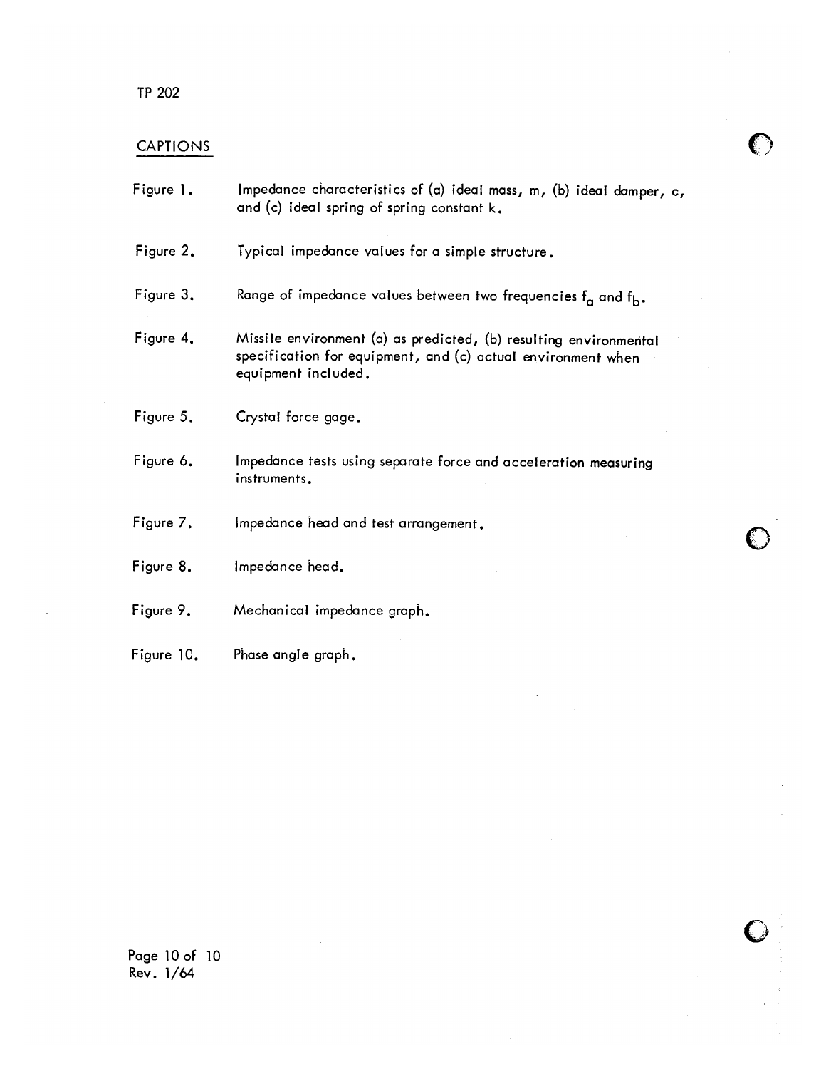## CAPTIONS

Figure 1. Impedance characteristics of (a) ideal mass, m, (b) ideal damper, c, and (c) ideal spring of spring constant k.

Figure 2. Typical impedance values for a simple structure.

Figure 3. Range of impedance values between two frequencies $f_a$ and $f_b$.

Figure 4. Missile environment (a) as predicted, (b) resulting environmental specification for equipment, and (c) actual environment when equipment included.

Figure 5. Crystal force gage.

Figure 6. Impedance tests using separate force and acceleration measuring instruments.

Figure 7. Impedance head and test arrangement.

Figure 8. Impedance head.

Figure 9. Mechanical impedance graph.

Figure 10. Phase angle graph.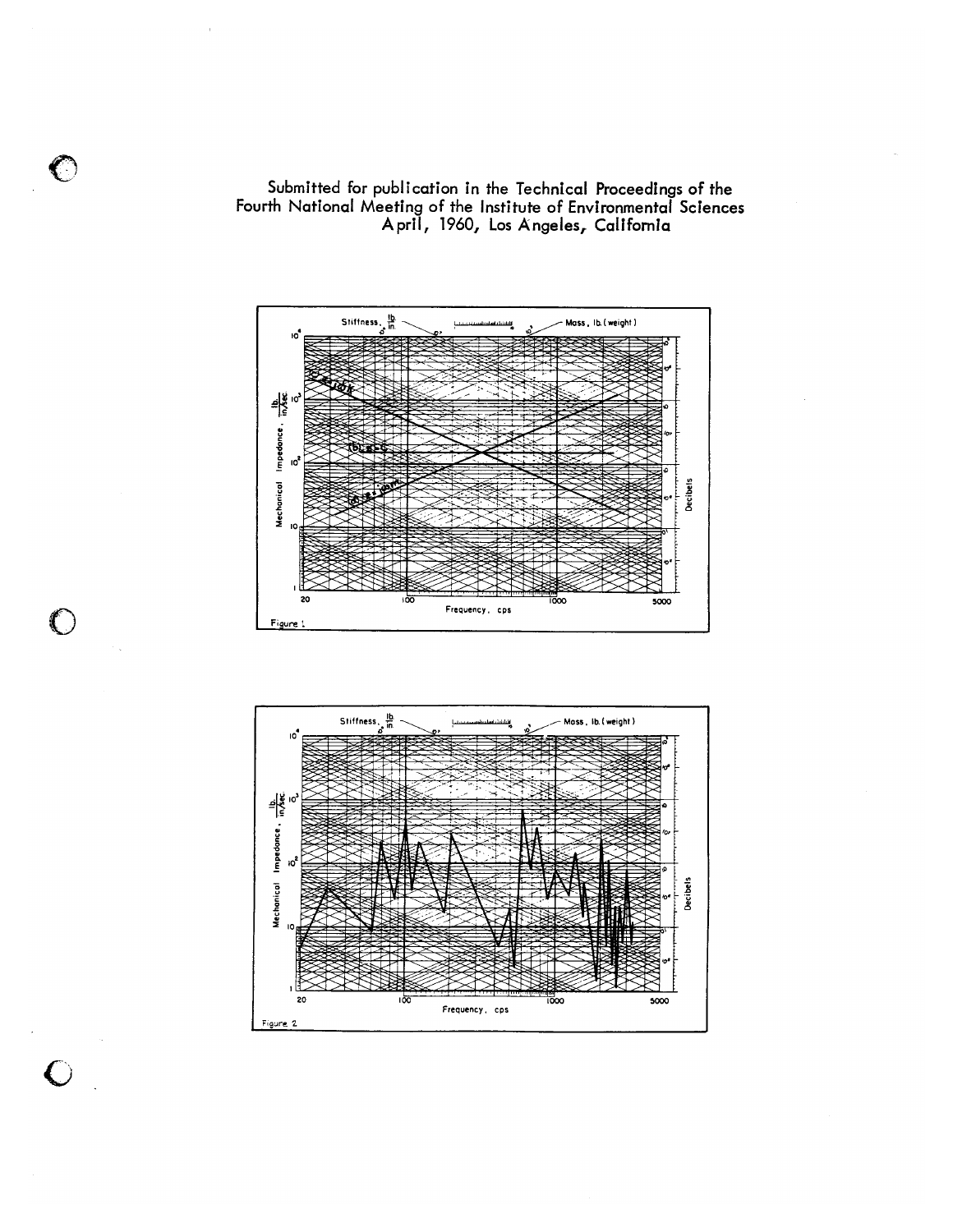Submitted for publication in the Technical Proceedings of the Fourth National Meeting of the Institute of Environmental Sciences April, 1960, Los Angeles, California

Figure 1

Figure 2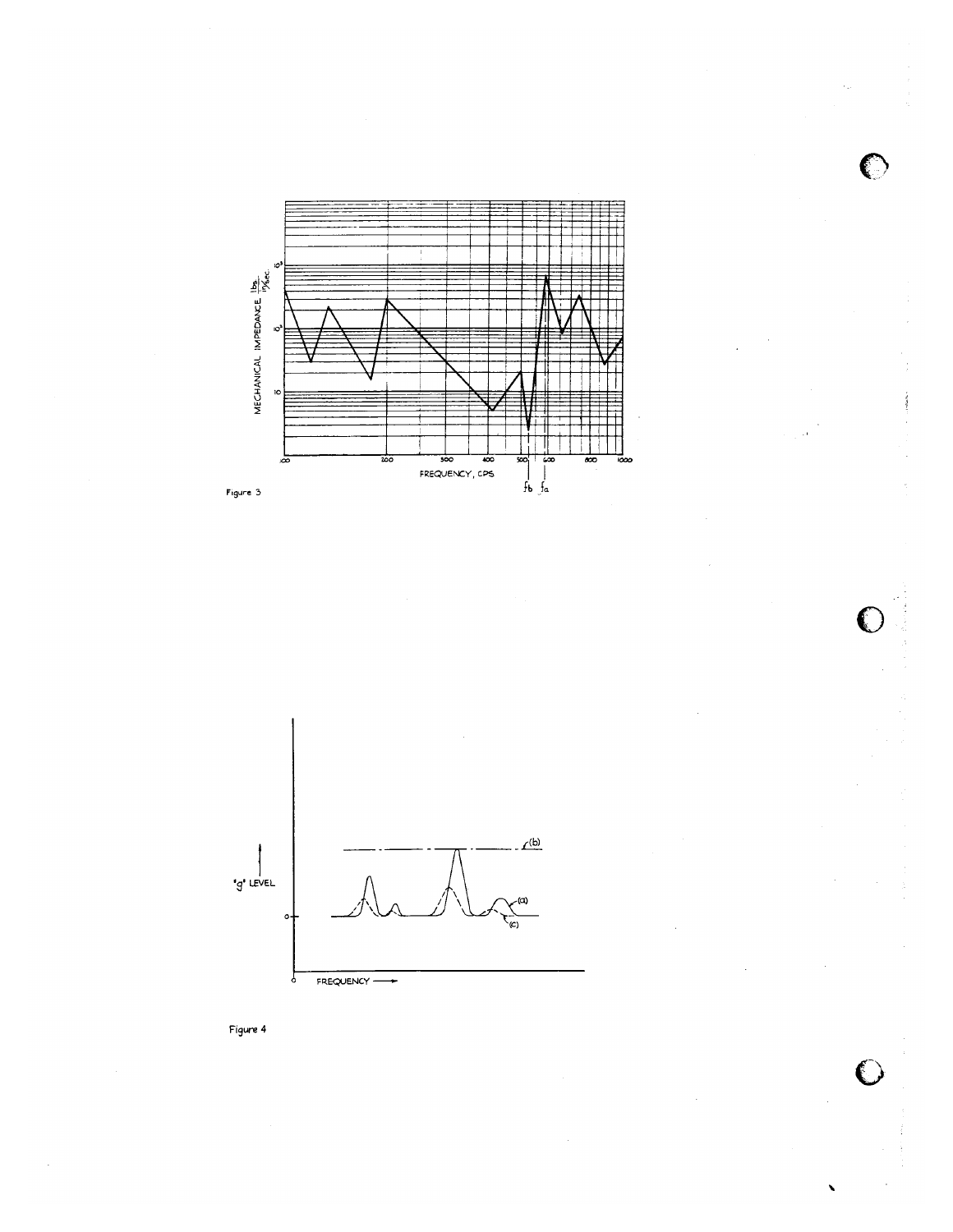Figure 3

Figure 4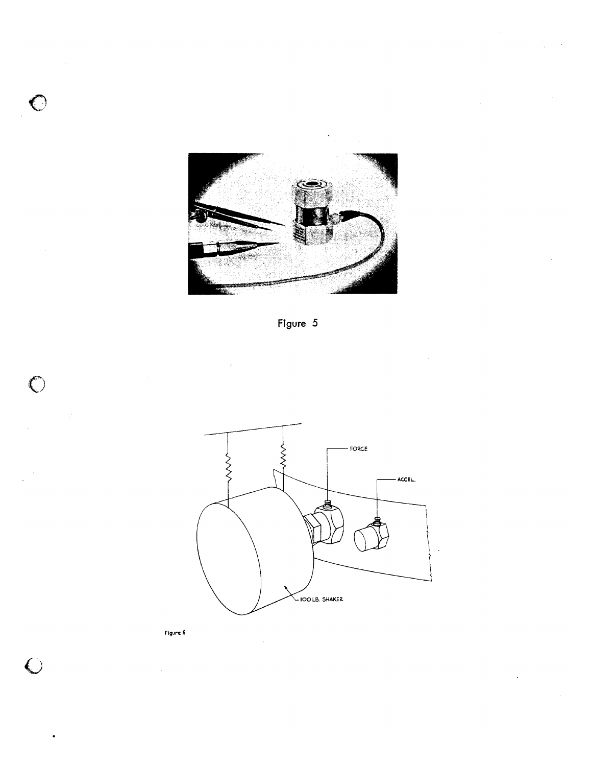Figure 5

Figure 6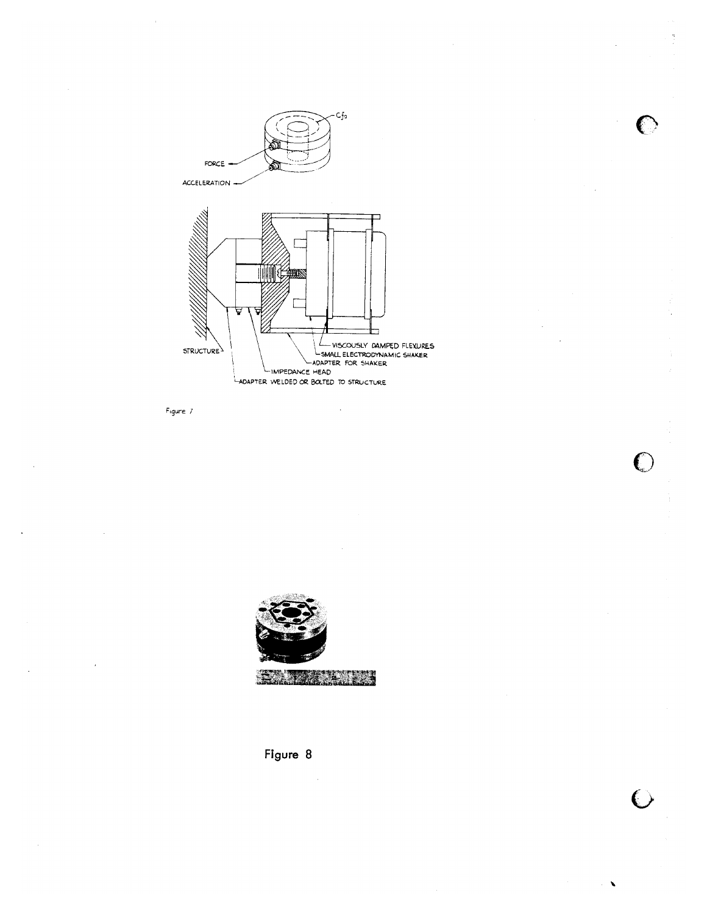Figure 7

Figure 8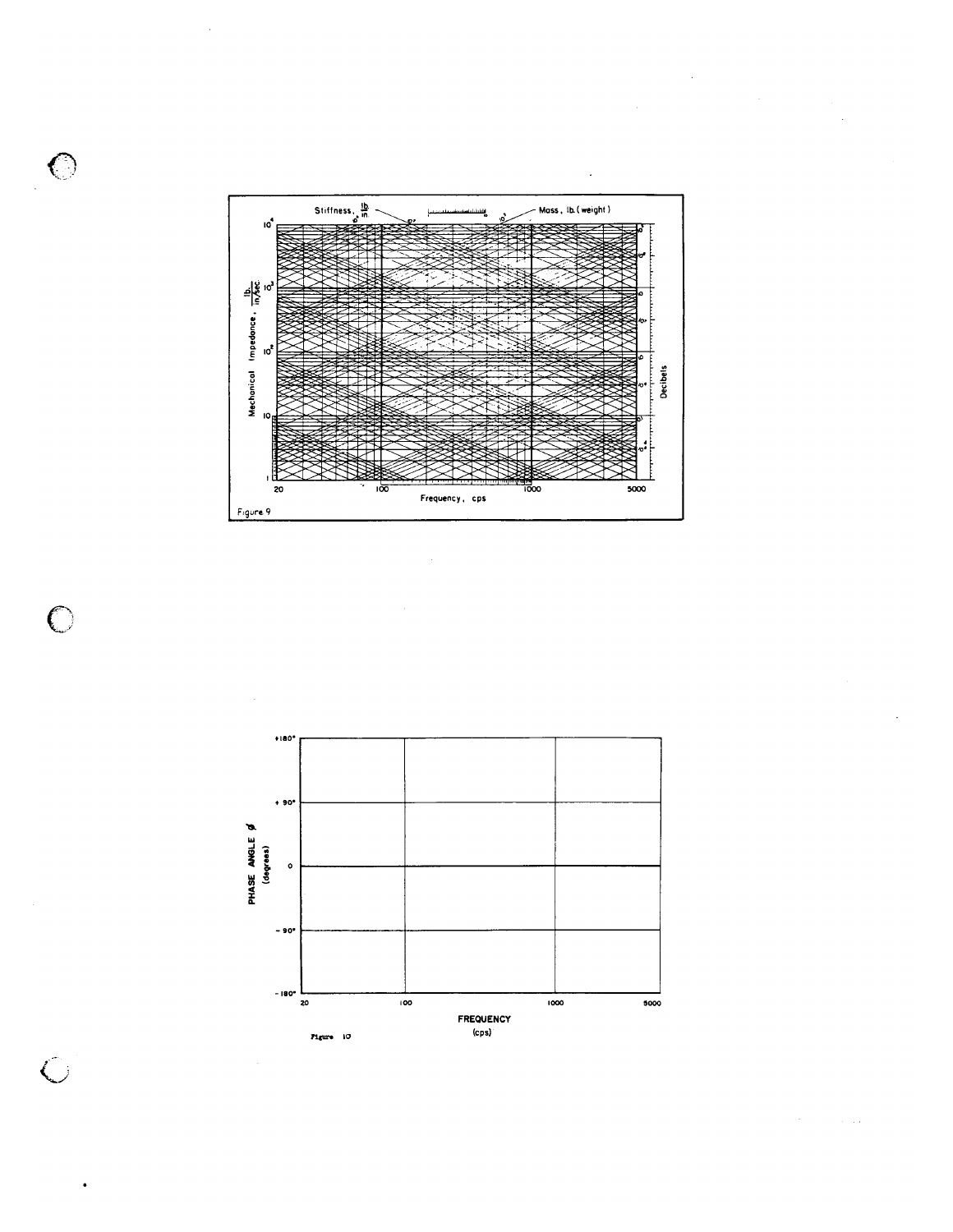Figure 9

Figure 10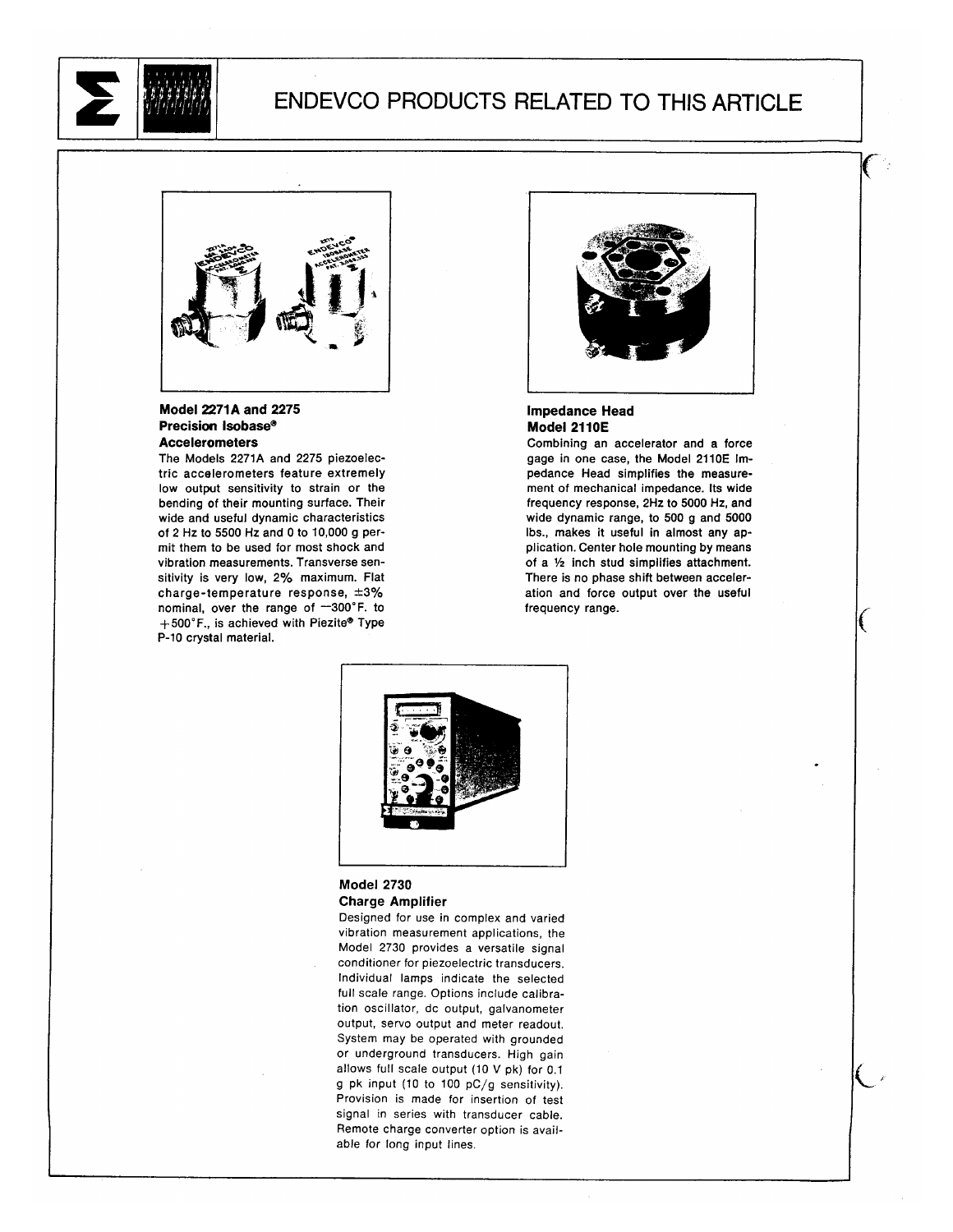# ENDEVCO PRODUCTS RELATED TO THIS ARTICLE

### Model 2271A and 2275 Precision Isobase® Accelerometers

The Models 2271A and 2275 piezoelectric accelerometers feature extremely low output sensitivity to strain or the bending of their mounting surface. Their wide and useful dynamic characteristics of 2 Hz to 5500 Hz and 0 to 10,000 g permit them to be used for most shock and vibration measurements. Transverse sensitivity is very low, 2% maximum. Flat charge-temperature response, ±3% nominal, over the range of −300°F. to +500°F., is achieved with Piezite® Type P-10 crystal material.

### Impedance Head Model 2110E

Combining an accelerator and a force gage in one case, the Model 2110E Impedance Head simplifies the measurement of mechanical impedance. Its wide frequency response, 2Hz to 5000 Hz, and wide dynamic range, to 500 g and 5000 lbs., makes it useful in almost any application. Center hole mounting by means of a ½ inch stud simplifies attachment. There is no phase shift between acceleration and force output over the useful frequency range.

### Model 2730 Charge Amplifier

Designed for use in complex and varied vibration measurement applications, the Model 2730 provides a versatile signal conditioner for piezoelectric transducers. Individual lamps indicate the selected full scale range. Options include calibration oscillator, dc output, galvanometer output, servo output and meter readout. System may be operated with grounded or underground transducers. High gain allows full scale output (10 V pk) for 0.1 g pk input (10 to 100 pC/g sensitivity). Provision is made for insertion of test signal in series with transducer cable. Remote charge converter option is available for long input lines.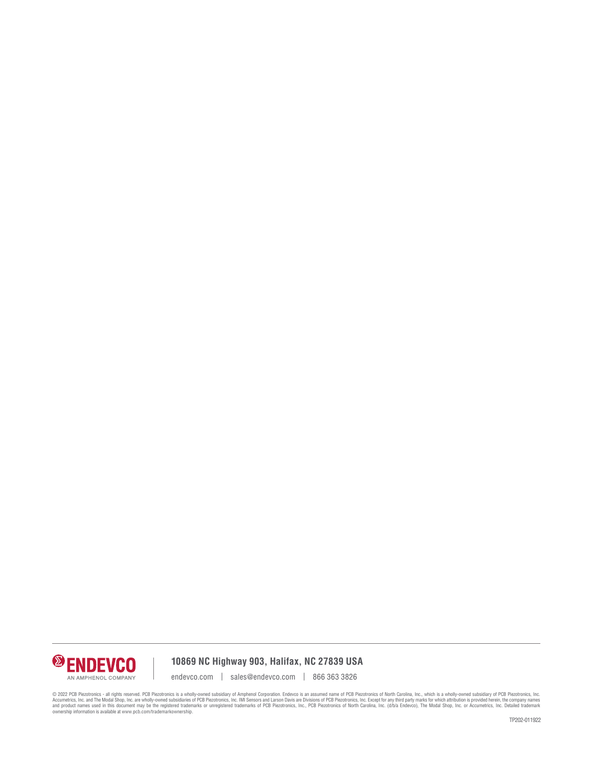ENDEVCO
AN AMPHENOL COMPANY

**10869 NC Highway 903, Halifax, NC 27839 USA**

endevco.com | sales@endevco.com | 866 363 3826

© 2022 PCB Piezotronics - all rights reserved. PCB Piezotronics is a wholly-owned subsidiary of Amphenol Corporation. Endevco is an assumed name of PCB Piezotronics of North Carolina, Inc., which is a wholly-owned subsidiary of PCB Piezotronics, Inc. Accumetrics, Inc. and The Modal Shop, Inc. are wholly-owned subsidiaries of PCB Piezotronics, Inc. IMI Sensors and Larson Davis are Divisions of PCB Piezotronics, Inc. Except for any third party marks for which attribution is provided herein, the company names and product names used in this document may be the registered trademarks or unregistered trademarks of PCB Piezotronics, Inc., PCB Piezotronics of North Carolina, Inc. (d/b/a Endevco), The Modal Shop, Inc. or Accumetrics, Inc. Detailed trademark ownership information is available at www.pcb.com/trademarkownership.

TP202-011922